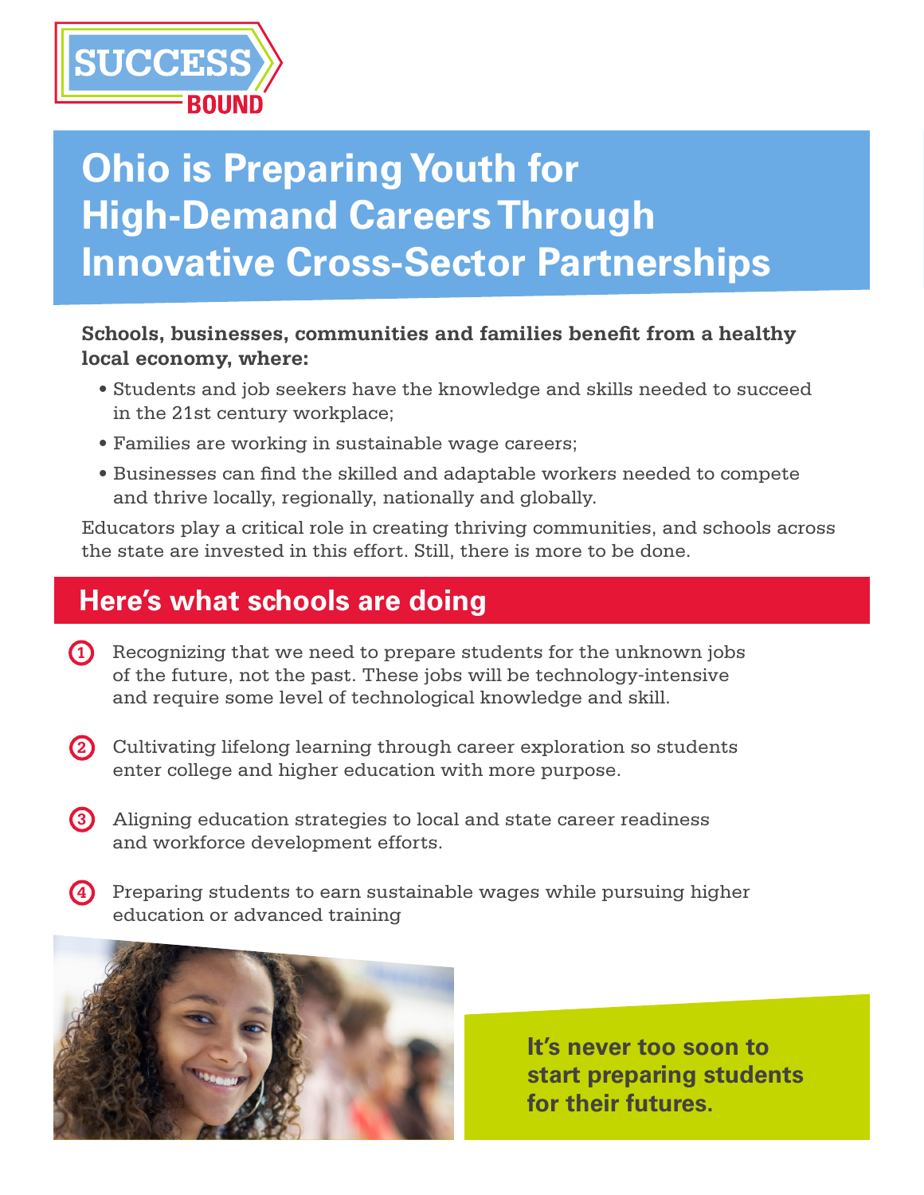SUCCESS BOUND

# Ohio is Preparing Youth for High-Demand Careers Through Innovative Cross-Sector Partnerships

**Schools, businesses, communities and families benefit from a healthy local economy, where:**

- Students and job seekers have the knowledge and skills needed to succeed in the 21st century workplace;
- Families are working in sustainable wage careers;
- Businesses can find the skilled and adaptable workers needed to compete and thrive locally, regionally, nationally and globally.

Educators play a critical role in creating thriving communities, and schools across the state are invested in this effort. Still, there is more to be done.

## Here's what schools are doing

1. Recognizing that we need to prepare students for the unknown jobs of the future, not the past. These jobs will be technology-intensive and require some level of technological knowledge and skill.

2. Cultivating lifelong learning through career exploration so students enter college and higher education with more purpose.

3. Aligning education strategies to local and state career readiness and workforce development efforts.

4. Preparing students to earn sustainable wages while pursuing higher education or advanced training

**It's never too soon to start preparing students for their futures.**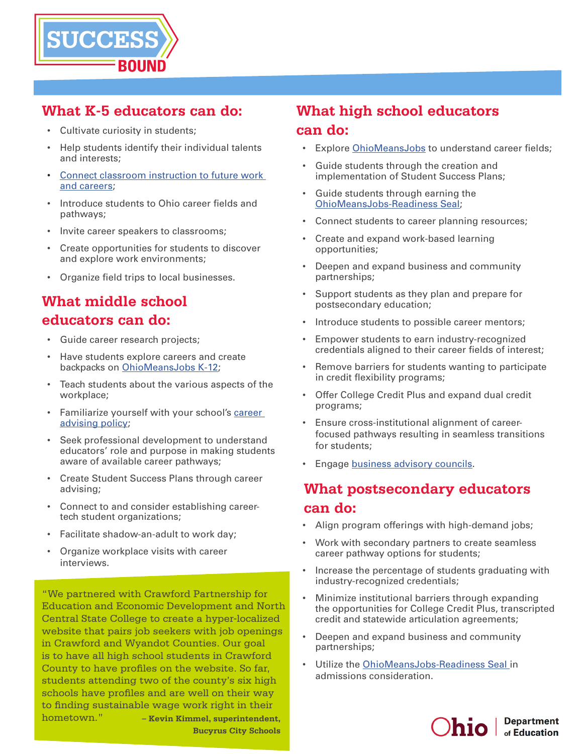## What K-5 educators can do:

- Cultivate curiosity in students;
- Help students identify their individual talents and interests;
- Connect classroom instruction to future work and careers;
- Introduce students to Ohio career fields and pathways;
- Invite career speakers to classrooms;
- Create opportunities for students to discover and explore work environments;
- Organize field trips to local businesses.

## What middle school educators can do:

- Guide career research projects;
- Have students explore careers and create backpacks on OhioMeansJobs K-12;
- Teach students about the various aspects of the workplace;
- Familiarize yourself with your school's career advising policy;
- Seek professional development to understand educators' role and purpose in making students aware of available career pathways;
- Create Student Success Plans through career advising;
- Connect to and consider establishing career-tech student organizations;
- Facilitate shadow-an-adult to work day;
- Organize workplace visits with career interviews.

> "We partnered with Crawford Partnership for Education and Economic Development and North Central State College to create a hyper-localized website that pairs job seekers with job openings in Crawford and Wyandot Counties. Our goal is to have all high school students in Crawford County to have profiles on the website. So far, students attending two of the county's six high schools have profiles and are well on their way to finding sustainable wage work right in their hometown."
>
> **– Kevin Kimmel, superintendent, Bucyrus City Schools**

## What high school educators can do:

- Explore OhioMeansJobs to understand career fields;
- Guide students through the creation and implementation of Student Success Plans;
- Guide students through earning the OhioMeansJobs-Readiness Seal;
- Connect students to career planning resources;
- Create and expand work-based learning opportunities;
- Deepen and expand business and community partnerships;
- Support students as they plan and prepare for postsecondary education;
- Introduce students to possible career mentors;
- Empower students to earn industry-recognized credentials aligned to their career fields of interest;
- Remove barriers for students wanting to participate in credit flexibility programs;
- Offer College Credit Plus and expand dual credit programs;
- Ensure cross-institutional alignment of career-focused pathways resulting in seamless transitions for students;
- Engage business advisory councils.

## What postsecondary educators can do:

- Align program offerings with high-demand jobs;
- Work with secondary partners to create seamless career pathway options for students;
- Increase the percentage of students graduating with industry-recognized credentials;
- Minimize institutional barriers through expanding the opportunities for College Credit Plus, transcripted credit and statewide articulation agreements;
- Deepen and expand business and community partnerships;
- Utilize the OhioMeansJobs-Readiness Seal in admissions consideration.